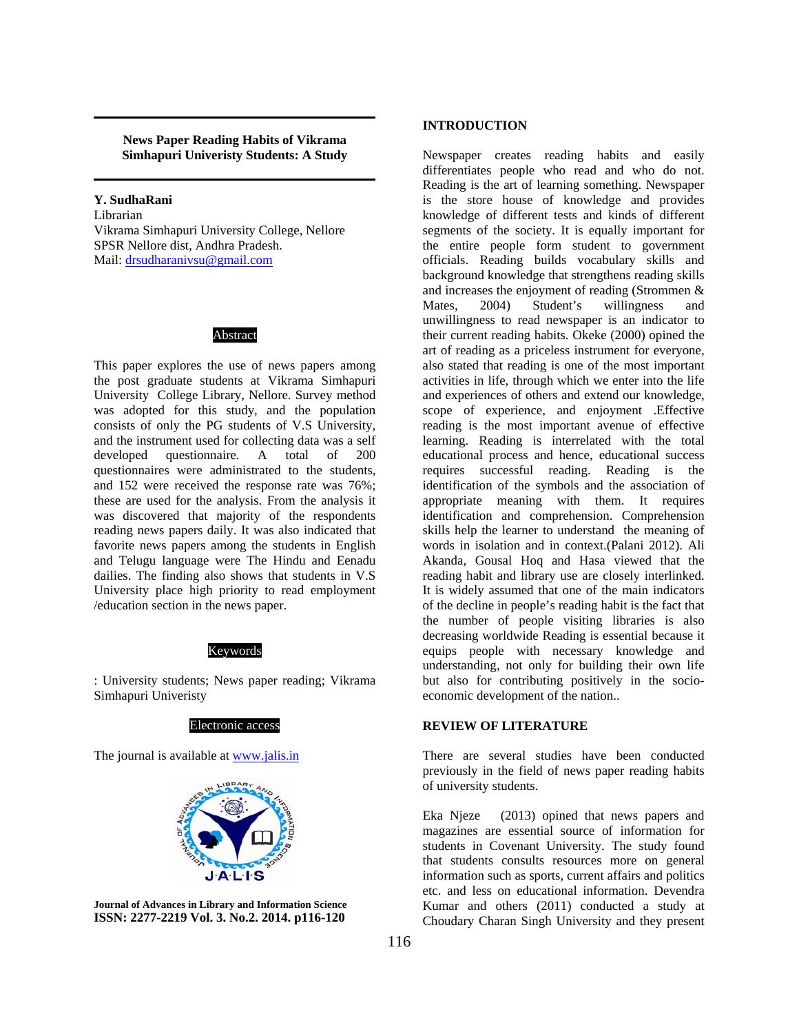# News Paper Reading Habits of Vikrama Simhapuri University Students: A Study

**Y. SudhaRani**
Librarian
Vikrama Simhapuri University College, Nellore
SPSR Nellore dist, Andhra Pradesh.
Mail: drsudharanivsu@gmail.com

## Abstract

This paper explores the use of news papers among the post graduate students at Vikrama Simhapuri University College Library, Nellore. Survey method was adopted for this study, and the population consists of only the PG students of V.S University, and the instrument used for collecting data was a self developed questionnaire. A total of 200 questionnaires were administrated to the students, and 152 were received the response rate was 76%; these are used for the analysis. From the analysis it was discovered that majority of the respondents reading news papers daily. It was also indicated that favorite news papers among the students in English and Telugu language were The Hindu and Eenadu dailies. The finding also shows that students in V.S University place high priority to read employment /education section in the news paper.

## Keywords

: University students; News paper reading; Vikrama Simhapuri Univeristy

## Electronic access

The journal is available at www.jalis.in

**Journal of Advances in Library and Information Science**
**ISSN: 2277-2219 Vol. 3. No.2. 2014. p116-120**

## INTRODUCTION

Newspaper creates reading habits and easily differentiates people who read and who do not. Reading is the art of learning something. Newspaper is the store house of knowledge and provides knowledge of different tests and kinds of different segments of the society. It is equally important for the entire people form student to government officials. Reading builds vocabulary skills and background knowledge that strengthens reading skills and increases the enjoyment of reading (Strommen & Mates, 2004) Student's willingness and unwillingness to read newspaper is an indicator to their current reading habits. Okeke (2000) opined the art of reading as a priceless instrument for everyone, also stated that reading is one of the most important activities in life, through which we enter into the life and experiences of others and extend our knowledge, scope of experience, and enjoyment .Effective reading is the most important avenue of effective learning. Reading is interrelated with the total educational process and hence, educational success requires successful reading. Reading is the identification of the symbols and the association of appropriate meaning with them. It requires identification and comprehension. Comprehension skills help the learner to understand the meaning of words in isolation and in context.(Palani 2012). Ali Akanda, Gousal Hoq and Hasa viewed that the reading habit and library use are closely interlinked. It is widely assumed that one of the main indicators of the decline in people's reading habit is the fact that the number of people visiting libraries is also decreasing worldwide Reading is essential because it equips people with necessary knowledge and understanding, not only for building their own life but also for contributing positively in the socio-economic development of the nation..

## REVIEW OF LITERATURE

There are several studies have been conducted previously in the field of news paper reading habits of university students.

Eka Njeze (2013) opined that news papers and magazines are essential source of information for students in Covenant University. The study found that students consults resources more on general information such as sports, current affairs and politics etc. and less on educational information. Devendra Kumar and others (2011) conducted a study at Choudary Charan Singh University and they present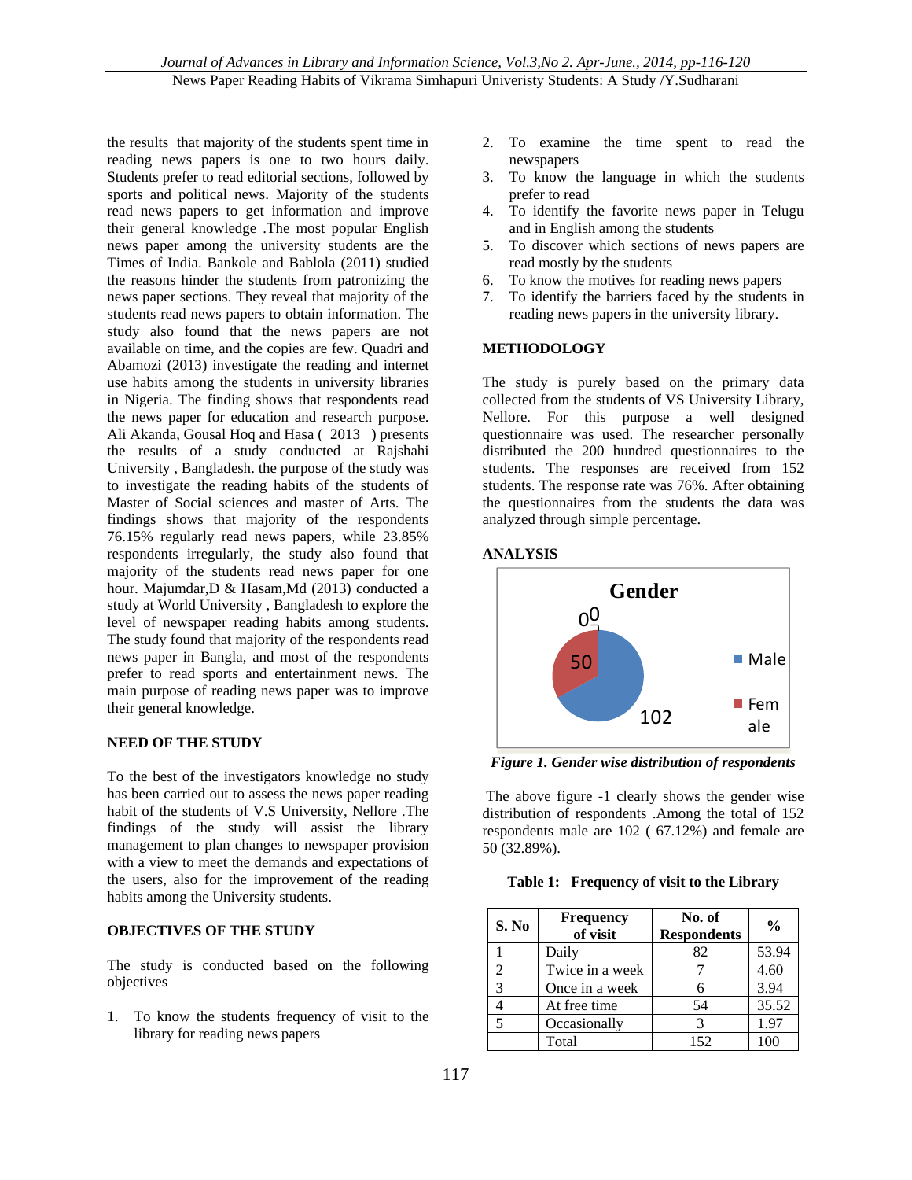the results that majority of the students spent time in reading news papers is one to two hours daily. Students prefer to read editorial sections, followed by sports and political news. Majority of the students read news papers to get information and improve their general knowledge .The most popular English news paper among the university students are the Times of India. Bankole and Bablola (2011) studied the reasons hinder the students from patronizing the news paper sections. They reveal that majority of the students read news papers to obtain information. The study also found that the news papers are not available on time, and the copies are few. Quadri and Abamozi (2013) investigate the reading and internet use habits among the students in university libraries in Nigeria. The finding shows that respondents read the news paper for education and research purpose. Ali Akanda, Gousal Hoq and Hasa ( 2013 ) presents the results of a study conducted at Rajshahi University , Bangladesh. the purpose of the study was to investigate the reading habits of the students of Master of Social sciences and master of Arts. The findings shows that majority of the respondents 76.15% regularly read news papers, while 23.85% respondents irregularly, the study also found that majority of the students read news paper for one hour. Majumdar,D & Hasam,Md (2013) conducted a study at World University , Bangladesh to explore the level of newspaper reading habits among students. The study found that majority of the respondents read news paper in Bangla, and most of the respondents prefer to read sports and entertainment news. The main purpose of reading news paper was to improve their general knowledge.

## NEED OF THE STUDY

To the best of the investigators knowledge no study has been carried out to assess the news paper reading habit of the students of V.S University, Nellore .The findings of the study will assist the library management to plan changes to newspaper provision with a view to meet the demands and expectations of the users, also for the improvement of the reading habits among the University students.

## OBJECTIVES OF THE STUDY

The study is conducted based on the following objectives

1. To know the students frequency of visit to the library for reading news papers
2. To examine the time spent to read the newspapers
3. To know the language in which the students prefer to read
4. To identify the favorite news paper in Telugu and in English among the students
5. To discover which sections of news papers are read mostly by the students
6. To know the motives for reading news papers
7. To identify the barriers faced by the students in reading news papers in the university library.

## METHODOLOGY

The study is purely based on the primary data collected from the students of VS University Library, Nellore. For this purpose a well designed questionnaire was used. The researcher personally distributed the 200 hundred questionnaires to the students. The responses are received from 152 students. The response rate was 76%. After obtaining the questionnaires from the students the data was analyzed through simple percentage.

## ANALYSIS

*Figure 1. Gender wise distribution of respondents*

The above figure -1 clearly shows the gender wise distribution of respondents .Among the total of 152 respondents male are 102 ( 67.12%) and female are 50 (32.89%).

**Table 1: Frequency of visit to the Library**

| S. No | Frequency of visit | No. of Respondents | % |
|---|---|---|---|
| 1 | Daily | 82 | 53.94 |
| 2 | Twice in a week | 7 | 4.60 |
| 3 | Once in a week | 6 | 3.94 |
| 4 | At free time | 54 | 35.52 |
| 5 | Occasionally | 3 | 1.97 |
| | Total | 152 | 100 |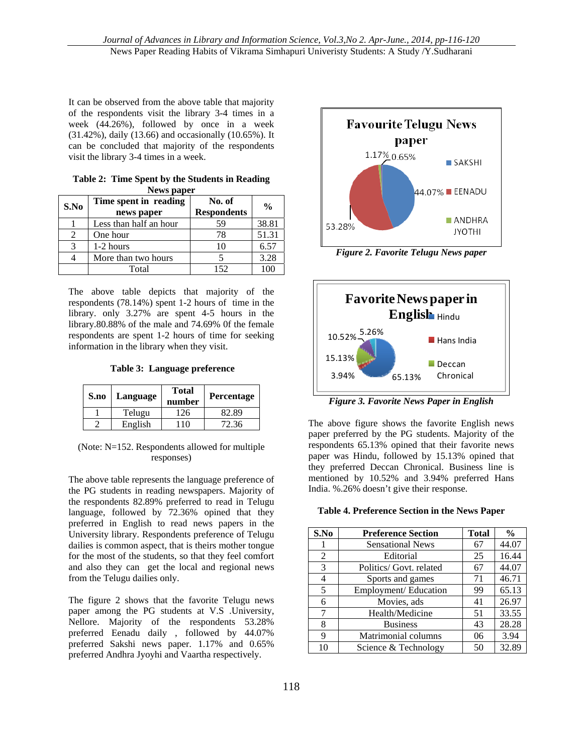It can be observed from the above table that majority of the respondents visit the library 3-4 times in a week (44.26%), followed by once in a week (31.42%), daily (13.66) and occasionally (10.65%). It can be concluded that majority of the respondents visit the library 3-4 times in a week.

**Table 2: Time Spent by the Students in Reading News paper**

| S.No | Time spent in reading news paper | No. of Respondents | % |
|---|---|---|---|
| 1 | Less than half an hour | 59 | 38.81 |
| 2 | One hour | 78 | 51.31 |
| 3 | 1-2 hours | 10 | 6.57 |
| 4 | More than two hours | 5 | 3.28 |
| | Total | 152 | 100 |

The above table depicts that majority of the respondents (78.14%) spent 1-2 hours of time in the library. only 3.27% are spent 4-5 hours in the library.80.88% of the male and 74.69% 0f the female respondents are spent 1-2 hours of time for seeking information in the library when they visit.

**Table 3: Language preference**

| S.no | Language | Total number | Percentage |
|---|---|---|---|
| 1 | Telugu | 126 | 82.89 |
| 2 | English | 110 | 72.36 |

(Note: N=152. Respondents allowed for multiple responses)

The above table represents the language preference of the PG students in reading newspapers. Majority of the respondents 82.89% preferred to read in Telugu language, followed by 72.36% opined that they preferred in English to read news papers in the University library. Respondents preference of Telugu dailies is common aspect, that is theirs mother tongue for the most of the students, so that they feel comfort and also they can get the local and regional news from the Telugu dailies only.

The figure 2 shows that the favorite Telugu news paper among the PG students at V.S .University, Nellore. Majority of the respondents 53.28% preferred Eenadu daily , followed by 44.07% preferred Sakshi news paper. 1.17% and 0.65% preferred Andhra Jyoyhi and Vaartha respectively.

**Favourite Telugu News paper**

| Newspaper | % |
|---|---|
| SAKSHI | 44.07% |
| EENADU | 53.28% |
| ANDHRA JYOTHI | 1.17% |
| (unlabelled) | 0.65% |

*Figure 2. Favorite Telugu News paper*

**Favorite News paper in English**

| Newspaper | % |
|---|---|
| Hindu | 65.13% |
| Hans India | 3.94% |
| Deccan Chronical | 15.13% |
| (unlabelled) | 10.52% |
| (unlabelled) | 5.26% |

*Figure 3. Favorite News Paper in English*

The above figure shows the favorite English news paper preferred by the PG students. Majority of the respondents 65.13% opined that their favorite news paper was Hindu, followed by 15.13% opined that they preferred Deccan Chronical. Business line is mentioned by 10.52% and 3.94% preferred Hans India. %.26% doesn't give their response.

**Table 4. Preference Section in the News Paper**

| S.No | Preference Section | Total | % |
|---|---|---|---|
| 1 | Sensational News | 67 | 44.07 |
| 2 | Editorial | 25 | 16.44 |
| 3 | Politics/ Govt. related | 67 | 44.07 |
| 4 | Sports and games | 71 | 46.71 |
| 5 | Employment/ Education | 99 | 65.13 |
| 6 | Movies, ads | 41 | 26.97 |
| 7 | Health/Medicine | 51 | 33.55 |
| 8 | Business | 43 | 28.28 |
| 9 | Matrimonial columns | 06 | 3.94 |
| 10 | Science & Technology | 50 | 32.89 |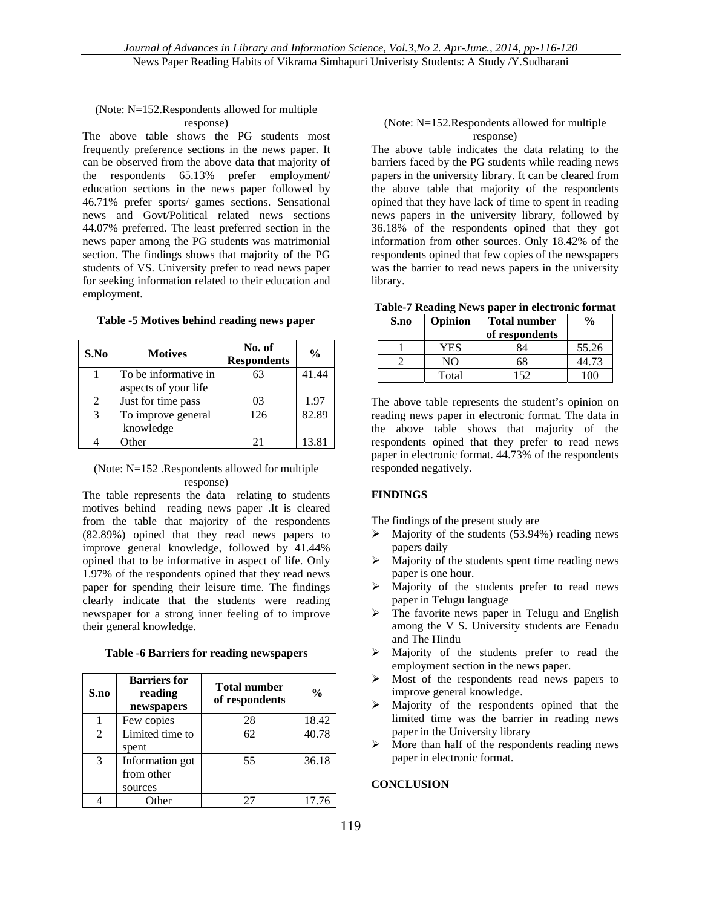(Note: N=152.Respondents allowed for multiple response)

The above table shows the PG students most frequently preference sections in the news paper. It can be observed from the above data that majority of the respondents 65.13% prefer employment/ education sections in the news paper followed by 46.71% prefer sports/ games sections. Sensational news and Govt/Political related news sections 44.07% preferred. The least preferred section in the news paper among the PG students was matrimonial section. The findings shows that majority of the PG students of VS. University prefer to read news paper for seeking information related to their education and employment.

**Table -5 Motives behind reading news paper**

| S.No | Motives | No. of Respondents | % |
|---|---|---|---|
| 1 | To be informative in aspects of your life | 63 | 41.44 |
| 2 | Just for time pass | 03 | 1.97 |
| 3 | To improve general knowledge | 126 | 82.89 |
| 4 | Other | 21 | 13.81 |

(Note: N=152 .Respondents allowed for multiple response)

The table represents the data relating to students motives behind reading news paper .It is cleared from the table that majority of the respondents (82.89%) opined that they read news papers to improve general knowledge, followed by 41.44% opined that to be informative in aspect of life. Only 1.97% of the respondents opined that they read news paper for spending their leisure time. The findings clearly indicate that the students were reading newspaper for a strong inner feeling of to improve their general knowledge.

**Table -6 Barriers for reading newspapers**

| S.no | Barriers for reading newspapers | Total number of respondents | % |
|---|---|---|---|
| 1 | Few copies | 28 | 18.42 |
| 2 | Limited time to spent | 62 | 40.78 |
| 3 | Information got from other sources | 55 | 36.18 |
| 4 | Other | 27 | 17.76 |

(Note: N=152.Respondents allowed for multiple response)

The above table indicates the data relating to the barriers faced by the PG students while reading news papers in the university library. It can be cleared from the above table that majority of the respondents opined that they have lack of time to spent in reading news papers in the university library, followed by 36.18% of the respondents opined that they got information from other sources. Only 18.42% of the respondents opined that few copies of the newspapers was the barrier to read news papers in the university library.

**Table-7 Reading News paper in electronic format**

| S.no | Opinion | Total number of respondents | % |
|---|---|---|---|
| 1 | YES | 84 | 55.26 |
| 2 | NO | 68 | 44.73 |
| | Total | 152 | 100 |

The above table represents the student's opinion on reading news paper in electronic format. The data in the above table shows that majority of the respondents opined that they prefer to read news paper in electronic format. 44.73% of the respondents responded negatively.

## FINDINGS

The findings of the present study are

- Majority of the students (53.94%) reading news papers daily
- Majority of the students spent time reading news paper is one hour.
- Majority of the students prefer to read news paper in Telugu language
- The favorite news paper in Telugu and English among the V S. University students are Eenadu and The Hindu
- Majority of the students prefer to read the employment section in the news paper.
- Most of the respondents read news papers to improve general knowledge.
- Majority of the respondents opined that the limited time was the barrier in reading news paper in the University library
- More than half of the respondents reading news paper in electronic format.

## CONCLUSION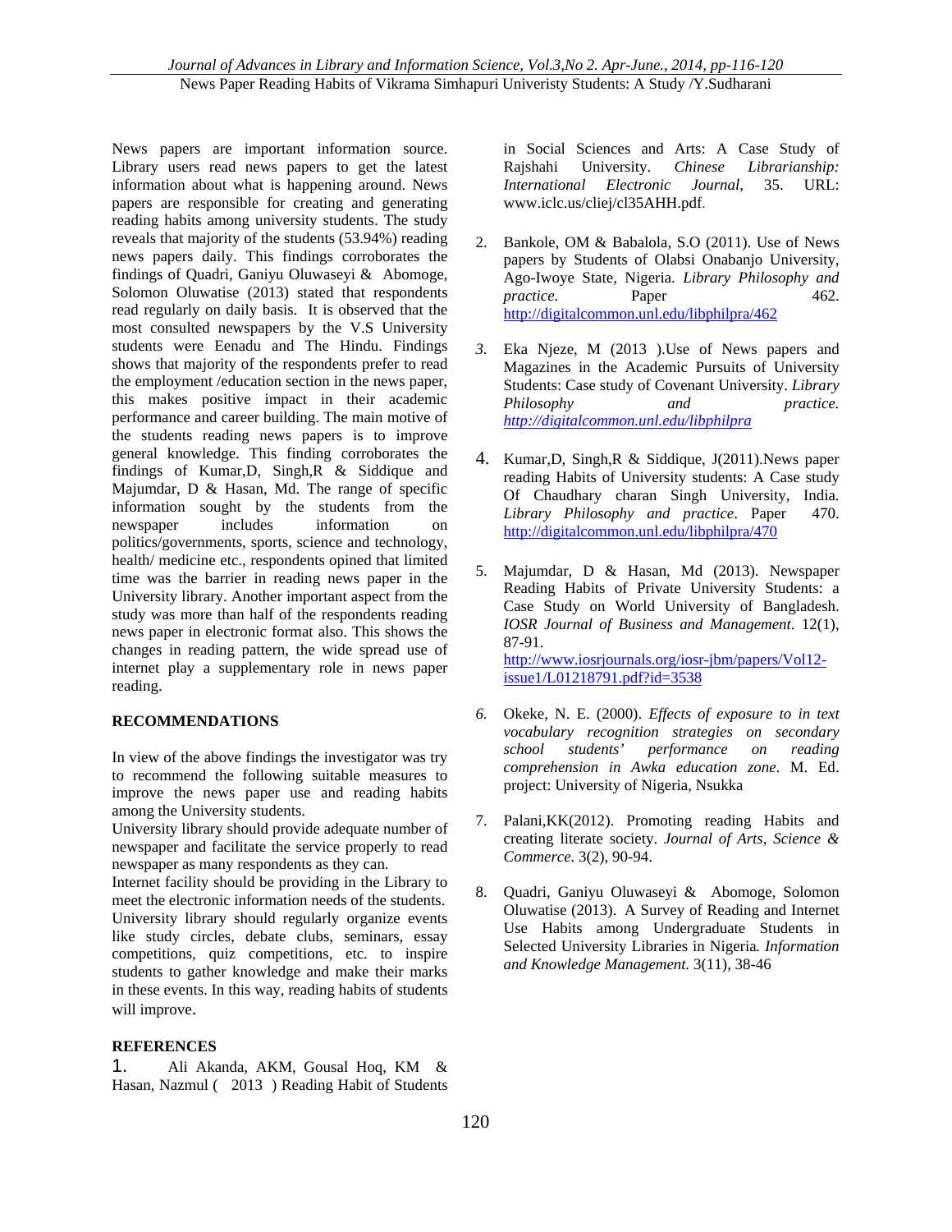News papers are important information source. Library users read news papers to get the latest information about what is happening around. News papers are responsible for creating and generating reading habits among university students. The study reveals that majority of the students (53.94%) reading news papers daily. This findings corroborates the findings of Quadri, Ganiyu Oluwaseyi & Abomoge, Solomon Oluwatise (2013) stated that respondents read regularly on daily basis. It is observed that the most consulted newspapers by the V.S University students were Eenadu and The Hindu. Findings shows that majority of the respondents prefer to read the employment /education section in the news paper, this makes positive impact in their academic performance and career building. The main motive of the students reading news papers is to improve general knowledge. This finding corroborates the findings of Kumar,D, Singh,R & Siddique and Majumdar, D & Hasan, Md. The range of specific information sought by the students from the newspaper includes information on politics/governments, sports, science and technology, health/ medicine etc., respondents opined that limited time was the barrier in reading news paper in the University library. Another important aspect from the study was more than half of the respondents reading news paper in electronic format also. This shows the changes in reading pattern, the wide spread use of internet play a supplementary role in news paper reading.

## RECOMMENDATIONS

In view of the above findings the investigator was try to recommend the following suitable measures to improve the news paper use and reading habits among the University students.

University library should provide adequate number of newspaper and facilitate the service properly to read newspaper as many respondents as they can.

Internet facility should be providing in the Library to meet the electronic information needs of the students.

University library should regularly organize events like study circles, debate clubs, seminars, essay competitions, quiz competitions, etc. to inspire students to gather knowledge and make their marks in these events. In this way, reading habits of students will improve.

## REFERENCES

1. Ali Akanda, AKM, Gousal Hoq, KM & Hasan, Nazmul ( 2013 ) Reading Habit of Students in Social Sciences and Arts: A Case Study of Rajshahi University. *Chinese Librarianship: International Electronic Journal*, 35. URL: www.iclc.us/cliej/cl35AHH.pdf.

2. Bankole, OM & Babalola, S.O (2011). Use of News papers by Students of Olabsi Onabanjo University, Ago-Iwoye State, Nigeria. *Library Philosophy and practice*. Paper 462. http://digitalcommon.unl.edu/libphilpra/462

3. Eka Njeze, M (2013 ).Use of News papers and Magazines in the Academic Pursuits of University Students: Case study of Covenant University. *Library Philosophy and practice. http://digitalcommon.unl.edu/libphilpra*

4. Kumar,D, Singh,R & Siddique, J(2011).News paper reading Habits of University students: A Case study Of Chaudhary charan Singh University, India. *Library Philosophy and practice*. Paper 470. http://digitalcommon.unl.edu/libphilpra/470

5. Majumdar, D & Hasan, Md (2013). Newspaper Reading Habits of Private University Students: a Case Study on World University of Bangladesh. *IOSR Journal of Business and Management*. 12(1), 87-91. http://www.iosrjournals.org/iosr-jbm/papers/Vol12-issue1/L01218791.pdf?id=3538

6. Okeke, N. E. (2000). *Effects of exposure to in text vocabulary recognition strategies on secondary school students' performance on reading comprehension in Awka education zone*. M. Ed. project: University of Nigeria, Nsukka

7. Palani,KK(2012). Promoting reading Habits and creating literate society. *Journal of Arts, Science & Commerce*. 3(2), 90-94.

8. Quadri, Ganiyu Oluwaseyi & Abomoge, Solomon Oluwatise (2013). A Survey of Reading and Internet Use Habits among Undergraduate Students in Selected University Libraries in Nigeria*. Information and Knowledge Management.* 3(11), 38-46